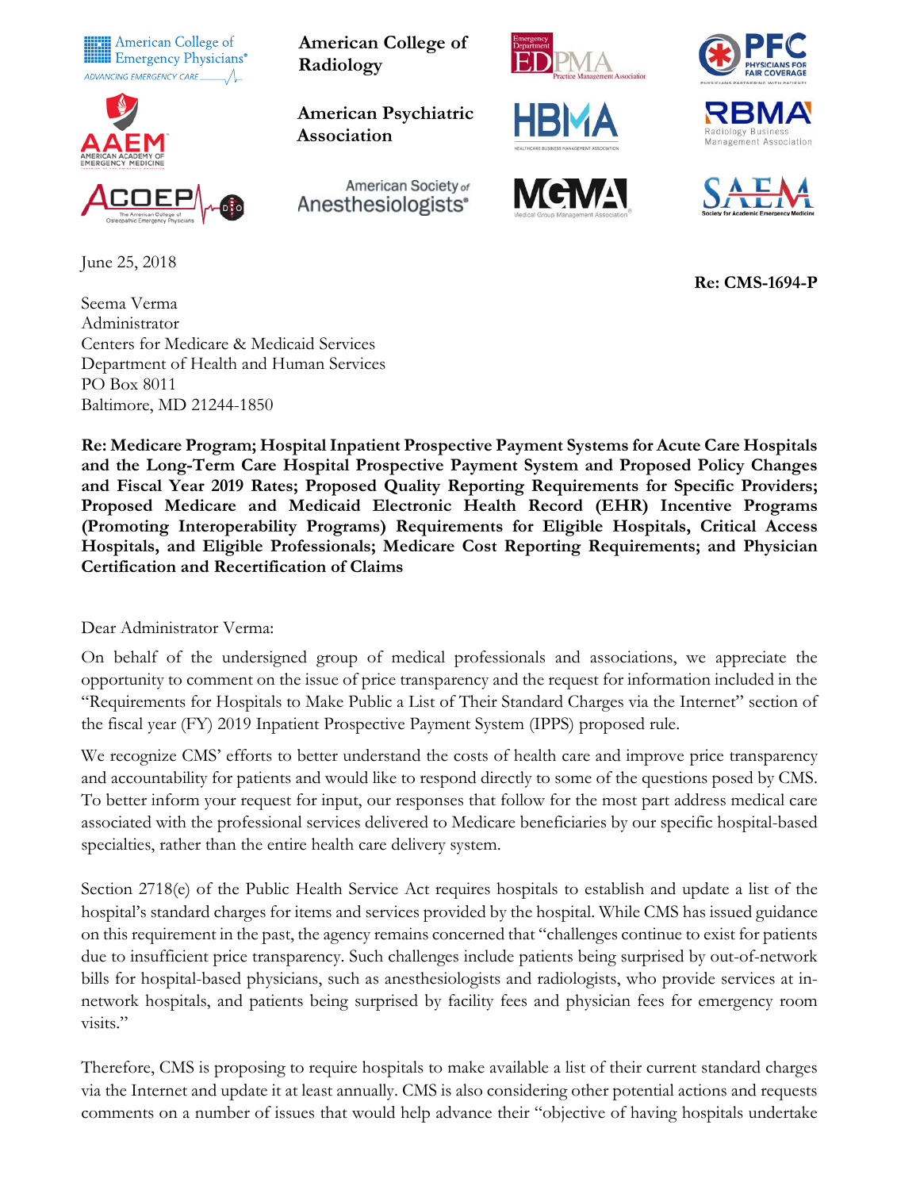American College of Emergency Physicians® ADVANCING EMERGENCY CARE

American College of Radiology

Emergency Department Practice Management Association (EDPMA)

Physicians for Fair Coverage (PFC)

American Academy of Emergency Medicine (AAEM)

American Psychiatric Association

Healthcare Business Management Association (HBMA)

Radiology Business Management Association (RBMA)

The American College of Osteopathic Emergency Physicians (ACOEP)

American Society of Anesthesiologists®

Medical Group Management Association (MGMA)

Society for Academic Emergency Medicine (SAEM)

June 25, 2018

**Re: CMS-1694-P**

Seema Verma
Administrator
Centers for Medicare & Medicaid Services
Department of Health and Human Services
PO Box 8011
Baltimore, MD 21244-1850

**Re: Medicare Program; Hospital Inpatient Prospective Payment Systems for Acute Care Hospitals and the Long-Term Care Hospital Prospective Payment System and Proposed Policy Changes and Fiscal Year 2019 Rates; Proposed Quality Reporting Requirements for Specific Providers; Proposed Medicare and Medicaid Electronic Health Record (EHR) Incentive Programs (Promoting Interoperability Programs) Requirements for Eligible Hospitals, Critical Access Hospitals, and Eligible Professionals; Medicare Cost Reporting Requirements; and Physician Certification and Recertification of Claims**

Dear Administrator Verma:

On behalf of the undersigned group of medical professionals and associations, we appreciate the opportunity to comment on the issue of price transparency and the request for information included in the "Requirements for Hospitals to Make Public a List of Their Standard Charges via the Internet" section of the fiscal year (FY) 2019 Inpatient Prospective Payment System (IPPS) proposed rule.

We recognize CMS' efforts to better understand the costs of health care and improve price transparency and accountability for patients and would like to respond directly to some of the questions posed by CMS. To better inform your request for input, our responses that follow for the most part address medical care associated with the professional services delivered to Medicare beneficiaries by our specific hospital-based specialties, rather than the entire health care delivery system.

Section 2718(e) of the Public Health Service Act requires hospitals to establish and update a list of the hospital's standard charges for items and services provided by the hospital. While CMS has issued guidance on this requirement in the past, the agency remains concerned that "challenges continue to exist for patients due to insufficient price transparency. Such challenges include patients being surprised by out-of-network bills for hospital-based physicians, such as anesthesiologists and radiologists, who provide services at in-network hospitals, and patients being surprised by facility fees and physician fees for emergency room visits."

Therefore, CMS is proposing to require hospitals to make available a list of their current standard charges via the Internet and update it at least annually. CMS is also considering other potential actions and requests comments on a number of issues that would help advance their "objective of having hospitals undertake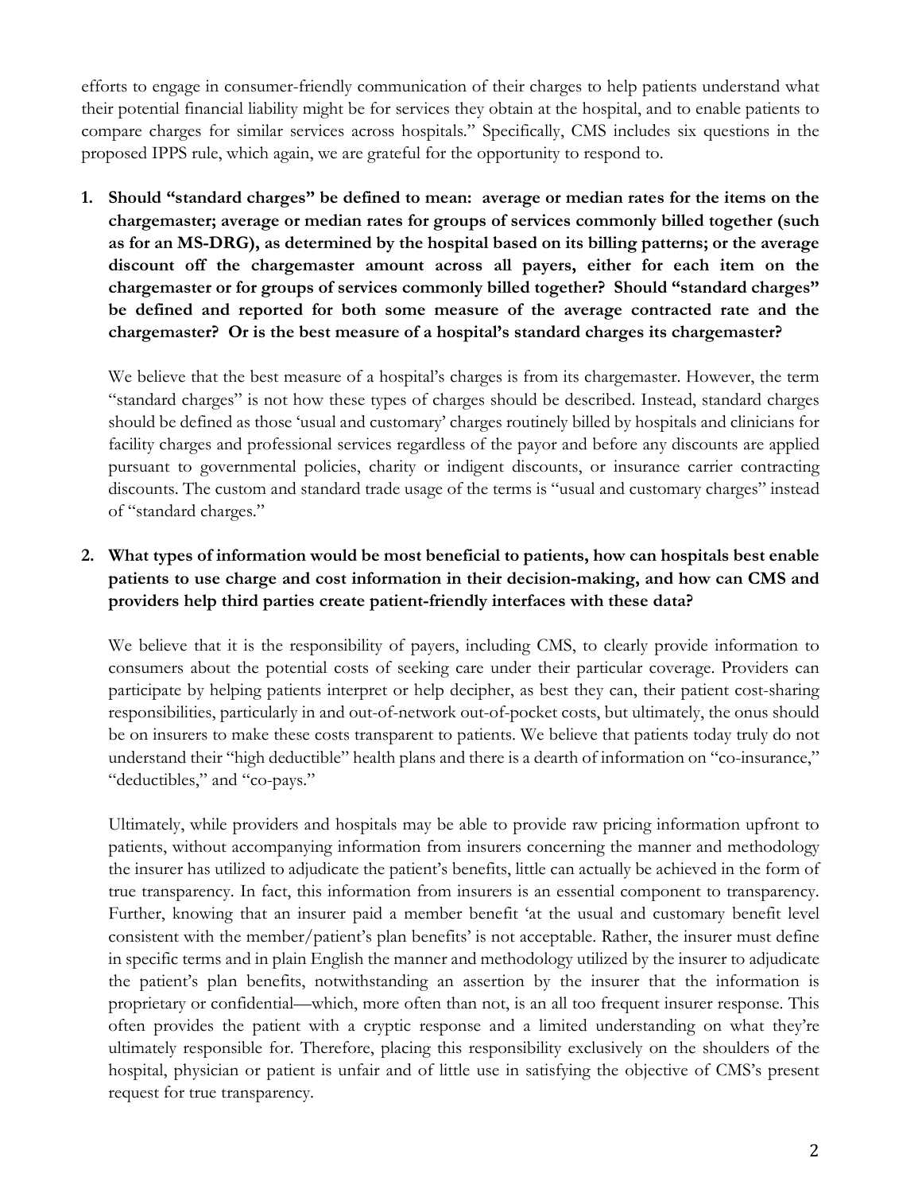efforts to engage in consumer-friendly communication of their charges to help patients understand what their potential financial liability might be for services they obtain at the hospital, and to enable patients to compare charges for similar services across hospitals." Specifically, CMS includes six questions in the proposed IPPS rule, which again, we are grateful for the opportunity to respond to.

1. **Should "standard charges" be defined to mean: average or median rates for the items on the chargemaster; average or median rates for groups of services commonly billed together (such as for an MS-DRG), as determined by the hospital based on its billing patterns; or the average discount off the chargemaster amount across all payers, either for each item on the chargemaster or for groups of services commonly billed together? Should "standard charges" be defined and reported for both some measure of the average contracted rate and the chargemaster? Or is the best measure of a hospital's standard charges its chargemaster?**

   We believe that the best measure of a hospital's charges is from its chargemaster. However, the term "standard charges" is not how these types of charges should be described. Instead, standard charges should be defined as those 'usual and customary' charges routinely billed by hospitals and clinicians for facility charges and professional services regardless of the payor and before any discounts are applied pursuant to governmental policies, charity or indigent discounts, or insurance carrier contracting discounts. The custom and standard trade usage of the terms is "usual and customary charges" instead of "standard charges."

2. **What types of information would be most beneficial to patients, how can hospitals best enable patients to use charge and cost information in their decision-making, and how can CMS and providers help third parties create patient-friendly interfaces with these data?**

   We believe that it is the responsibility of payers, including CMS, to clearly provide information to consumers about the potential costs of seeking care under their particular coverage. Providers can participate by helping patients interpret or help decipher, as best they can, their patient cost-sharing responsibilities, particularly in and out-of-network out-of-pocket costs, but ultimately, the onus should be on insurers to make these costs transparent to patients. We believe that patients today truly do not understand their "high deductible" health plans and there is a dearth of information on "co-insurance," "deductibles," and "co-pays."

   Ultimately, while providers and hospitals may be able to provide raw pricing information upfront to patients, without accompanying information from insurers concerning the manner and methodology the insurer has utilized to adjudicate the patient's benefits, little can actually be achieved in the form of true transparency. In fact, this information from insurers is an essential component to transparency. Further, knowing that an insurer paid a member benefit 'at the usual and customary benefit level consistent with the member/patient's plan benefits' is not acceptable. Rather, the insurer must define in specific terms and in plain English the manner and methodology utilized by the insurer to adjudicate the patient's plan benefits, notwithstanding an assertion by the insurer that the information is proprietary or confidential—which, more often than not, is an all too frequent insurer response. This often provides the patient with a cryptic response and a limited understanding on what they're ultimately responsible for. Therefore, placing this responsibility exclusively on the shoulders of the hospital, physician or patient is unfair and of little use in satisfying the objective of CMS's present request for true transparency.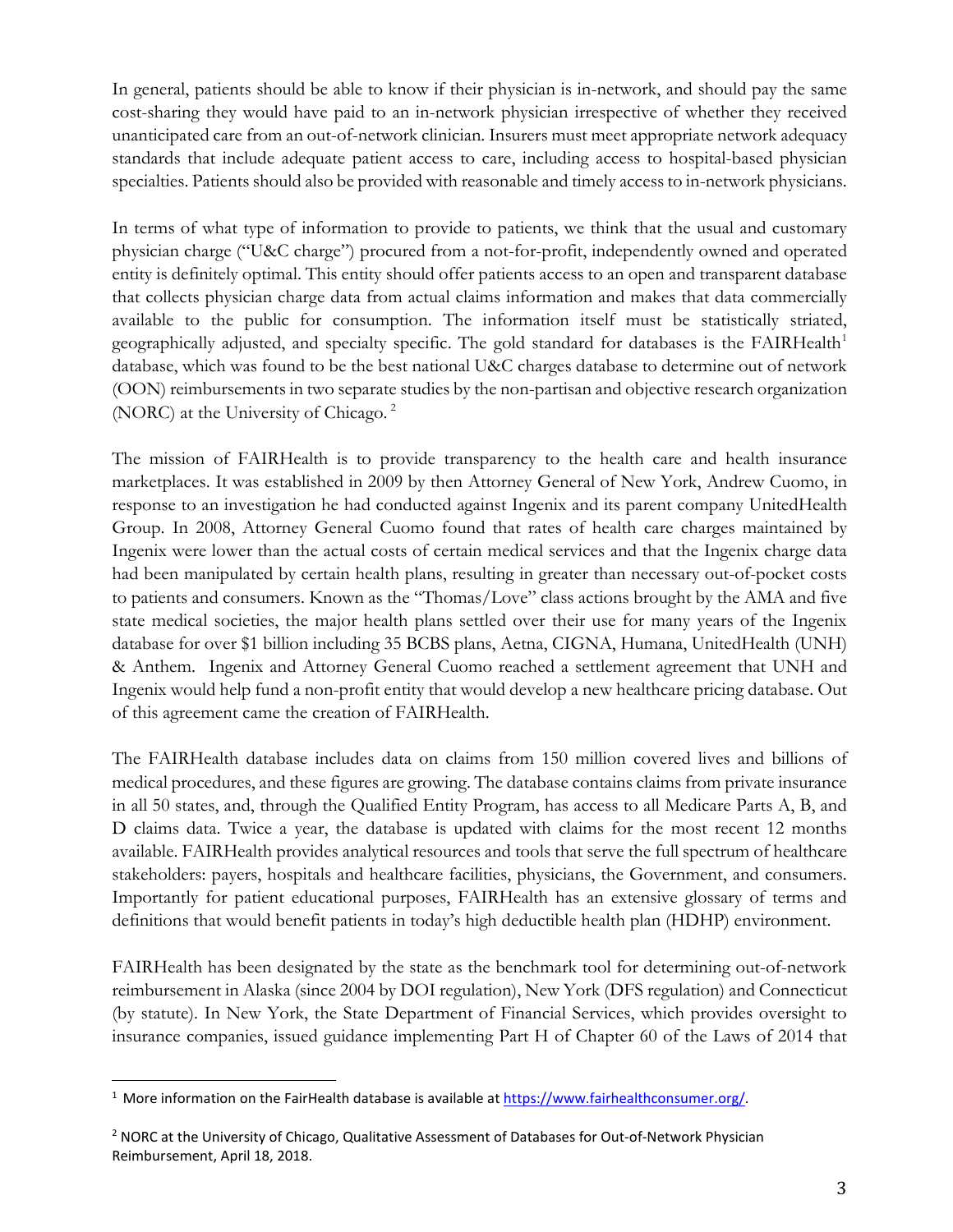In general, patients should be able to know if their physician is in-network, and should pay the same cost-sharing they would have paid to an in-network physician irrespective of whether they received unanticipated care from an out-of-network clinician. Insurers must meet appropriate network adequacy standards that include adequate patient access to care, including access to hospital-based physician specialties. Patients should also be provided with reasonable and timely access to in-network physicians.

In terms of what type of information to provide to patients, we think that the usual and customary physician charge ("U&C charge") procured from a not-for-profit, independently owned and operated entity is definitely optimal. This entity should offer patients access to an open and transparent database that collects physician charge data from actual claims information and makes that data commercially available to the public for consumption. The information itself must be statistically striated, geographically adjusted, and specialty specific. The gold standard for databases is the FAIRHealth[1] database, which was found to be the best national U&C charges database to determine out of network (OON) reimbursements in two separate studies by the non-partisan and objective research organization (NORC) at the University of Chicago. [2]

The mission of FAIRHealth is to provide transparency to the health care and health insurance marketplaces. It was established in 2009 by then Attorney General of New York, Andrew Cuomo, in response to an investigation he had conducted against Ingenix and its parent company UnitedHealth Group. In 2008, Attorney General Cuomo found that rates of health care charges maintained by Ingenix were lower than the actual costs of certain medical services and that the Ingenix charge data had been manipulated by certain health plans, resulting in greater than necessary out-of-pocket costs to patients and consumers. Known as the "Thomas/Love" class actions brought by the AMA and five state medical societies, the major health plans settled over their use for many years of the Ingenix database for over $1 billion including 35 BCBS plans, Aetna, CIGNA, Humana, UnitedHealth (UNH) & Anthem. Ingenix and Attorney General Cuomo reached a settlement agreement that UNH and Ingenix would help fund a non-profit entity that would develop a new healthcare pricing database. Out of this agreement came the creation of FAIRHealth.

The FAIRHealth database includes data on claims from 150 million covered lives and billions of medical procedures, and these figures are growing. The database contains claims from private insurance in all 50 states, and, through the Qualified Entity Program, has access to all Medicare Parts A, B, and D claims data. Twice a year, the database is updated with claims for the most recent 12 months available. FAIRHealth provides analytical resources and tools that serve the full spectrum of healthcare stakeholders: payers, hospitals and healthcare facilities, physicians, the Government, and consumers. Importantly for patient educational purposes, FAIRHealth has an extensive glossary of terms and definitions that would benefit patients in today's high deductible health plan (HDHP) environment.

FAIRHealth has been designated by the state as the benchmark tool for determining out-of-network reimbursement in Alaska (since 2004 by DOI regulation), New York (DFS regulation) and Connecticut (by statute). In New York, the State Department of Financial Services, which provides oversight to insurance companies, issued guidance implementing Part H of Chapter 60 of the Laws of 2014 that

---

[1] More information on the FairHealth database is available at https://www.fairhealthconsumer.org/.

[2] NORC at the University of Chicago, Qualitative Assessment of Databases for Out-of-Network Physician Reimbursement, April 18, 2018.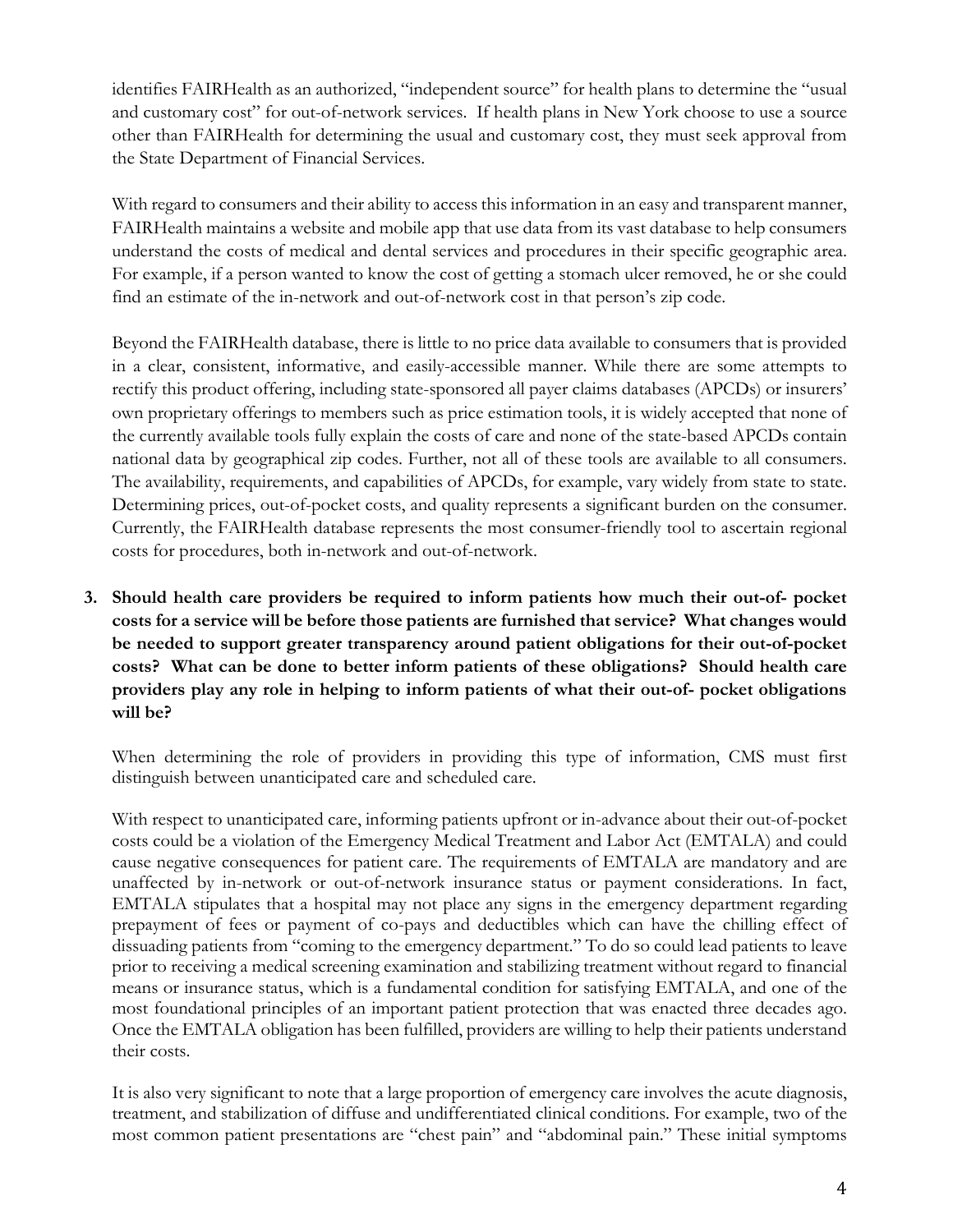identifies FAIRHealth as an authorized, "independent source" for health plans to determine the "usual and customary cost" for out-of-network services. If health plans in New York choose to use a source other than FAIRHealth for determining the usual and customary cost, they must seek approval from the State Department of Financial Services.

With regard to consumers and their ability to access this information in an easy and transparent manner, FAIRHealth maintains a website and mobile app that use data from its vast database to help consumers understand the costs of medical and dental services and procedures in their specific geographic area. For example, if a person wanted to know the cost of getting a stomach ulcer removed, he or she could find an estimate of the in-network and out-of-network cost in that person's zip code.

Beyond the FAIRHealth database, there is little to no price data available to consumers that is provided in a clear, consistent, informative, and easily-accessible manner. While there are some attempts to rectify this product offering, including state-sponsored all payer claims databases (APCDs) or insurers' own proprietary offerings to members such as price estimation tools, it is widely accepted that none of the currently available tools fully explain the costs of care and none of the state-based APCDs contain national data by geographical zip codes. Further, not all of these tools are available to all consumers. The availability, requirements, and capabilities of APCDs, for example, vary widely from state to state. Determining prices, out-of-pocket costs, and quality represents a significant burden on the consumer. Currently, the FAIRHealth database represents the most consumer-friendly tool to ascertain regional costs for procedures, both in-network and out-of-network.

3. **Should health care providers be required to inform patients how much their out-of- pocket costs for a service will be before those patients are furnished that service? What changes would be needed to support greater transparency around patient obligations for their out-of-pocket costs? What can be done to better inform patients of these obligations? Should health care providers play any role in helping to inform patients of what their out-of- pocket obligations will be?**

   When determining the role of providers in providing this type of information, CMS must first distinguish between unanticipated care and scheduled care.

   With respect to unanticipated care, informing patients upfront or in-advance about their out-of-pocket costs could be a violation of the Emergency Medical Treatment and Labor Act (EMTALA) and could cause negative consequences for patient care. The requirements of EMTALA are mandatory and are unaffected by in-network or out-of-network insurance status or payment considerations. In fact, EMTALA stipulates that a hospital may not place any signs in the emergency department regarding prepayment of fees or payment of co-pays and deductibles which can have the chilling effect of dissuading patients from "coming to the emergency department." To do so could lead patients to leave prior to receiving a medical screening examination and stabilizing treatment without regard to financial means or insurance status, which is a fundamental condition for satisfying EMTALA, and one of the most foundational principles of an important patient protection that was enacted three decades ago. Once the EMTALA obligation has been fulfilled, providers are willing to help their patients understand their costs.

   It is also very significant to note that a large proportion of emergency care involves the acute diagnosis, treatment, and stabilization of diffuse and undifferentiated clinical conditions. For example, two of the most common patient presentations are "chest pain" and "abdominal pain." These initial symptoms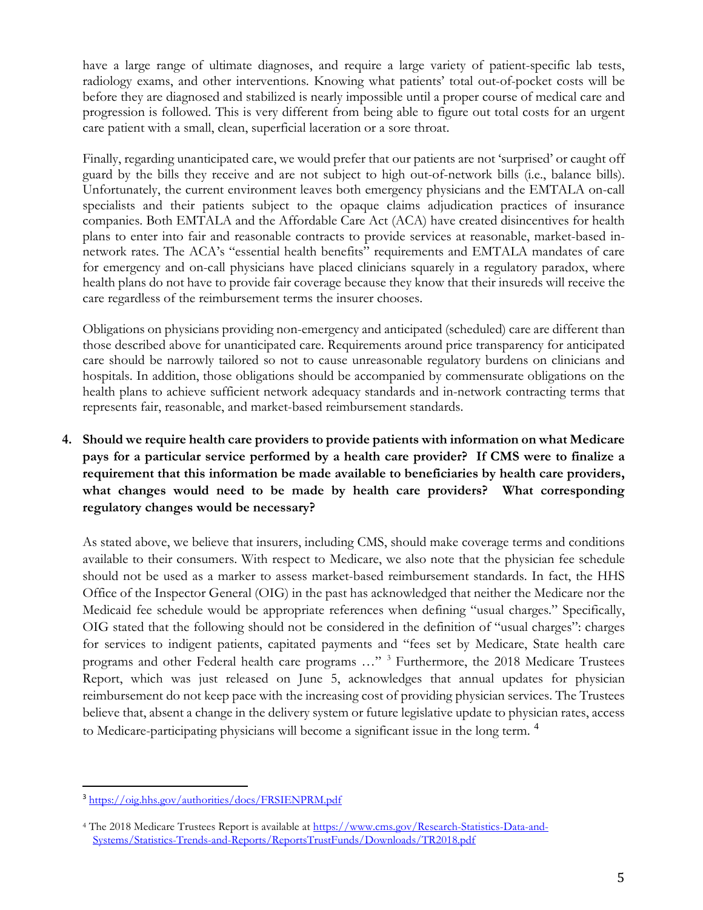have a large range of ultimate diagnoses, and require a large variety of patient-specific lab tests, radiology exams, and other interventions. Knowing what patients' total out-of-pocket costs will be before they are diagnosed and stabilized is nearly impossible until a proper course of medical care and progression is followed. This is very different from being able to figure out total costs for an urgent care patient with a small, clean, superficial laceration or a sore throat.

Finally, regarding unanticipated care, we would prefer that our patients are not 'surprised' or caught off guard by the bills they receive and are not subject to high out-of-network bills (i.e., balance bills). Unfortunately, the current environment leaves both emergency physicians and the EMTALA on-call specialists and their patients subject to the opaque claims adjudication practices of insurance companies. Both EMTALA and the Affordable Care Act (ACA) have created disincentives for health plans to enter into fair and reasonable contracts to provide services at reasonable, market-based in-network rates. The ACA's "essential health benefits" requirements and EMTALA mandates of care for emergency and on-call physicians have placed clinicians squarely in a regulatory paradox, where health plans do not have to provide fair coverage because they know that their insureds will receive the care regardless of the reimbursement terms the insurer chooses.

Obligations on physicians providing non-emergency and anticipated (scheduled) care are different than those described above for unanticipated care. Requirements around price transparency for anticipated care should be narrowly tailored so not to cause unreasonable regulatory burdens on clinicians and hospitals. In addition, those obligations should be accompanied by commensurate obligations on the health plans to achieve sufficient network adequacy standards and in-network contracting terms that represents fair, reasonable, and market-based reimbursement standards.

4. **Should we require health care providers to provide patients with information on what Medicare pays for a particular service performed by a health care provider? If CMS were to finalize a requirement that this information be made available to beneficiaries by health care providers, what changes would need to be made by health care providers? What corresponding regulatory changes would be necessary?**

As stated above, we believe that insurers, including CMS, should make coverage terms and conditions available to their consumers. With respect to Medicare, we also note that the physician fee schedule should not be used as a marker to assess market-based reimbursement standards. In fact, the HHS Office of the Inspector General (OIG) in the past has acknowledged that neither the Medicare nor the Medicaid fee schedule would be appropriate references when defining "usual charges." Specifically, OIG stated that the following should not be considered in the definition of "usual charges": charges for services to indigent patients, capitated payments and "fees set by Medicare, State health care programs and other Federal health care programs …" [3] Furthermore, the 2018 Medicare Trustees Report, which was just released on June 5, acknowledges that annual updates for physician reimbursement do not keep pace with the increasing cost of providing physician services. The Trustees believe that, absent a change in the delivery system or future legislative update to physician rates, access to Medicare-participating physicians will become a significant issue in the long term. [4]

---

[3] https://oig.hhs.gov/authorities/docs/FRSIENPRM.pdf

[4] The 2018 Medicare Trustees Report is available at https://www.cms.gov/Research-Statistics-Data-and-Systems/Statistics-Trends-and-Reports/ReportsTrustFunds/Downloads/TR2018.pdf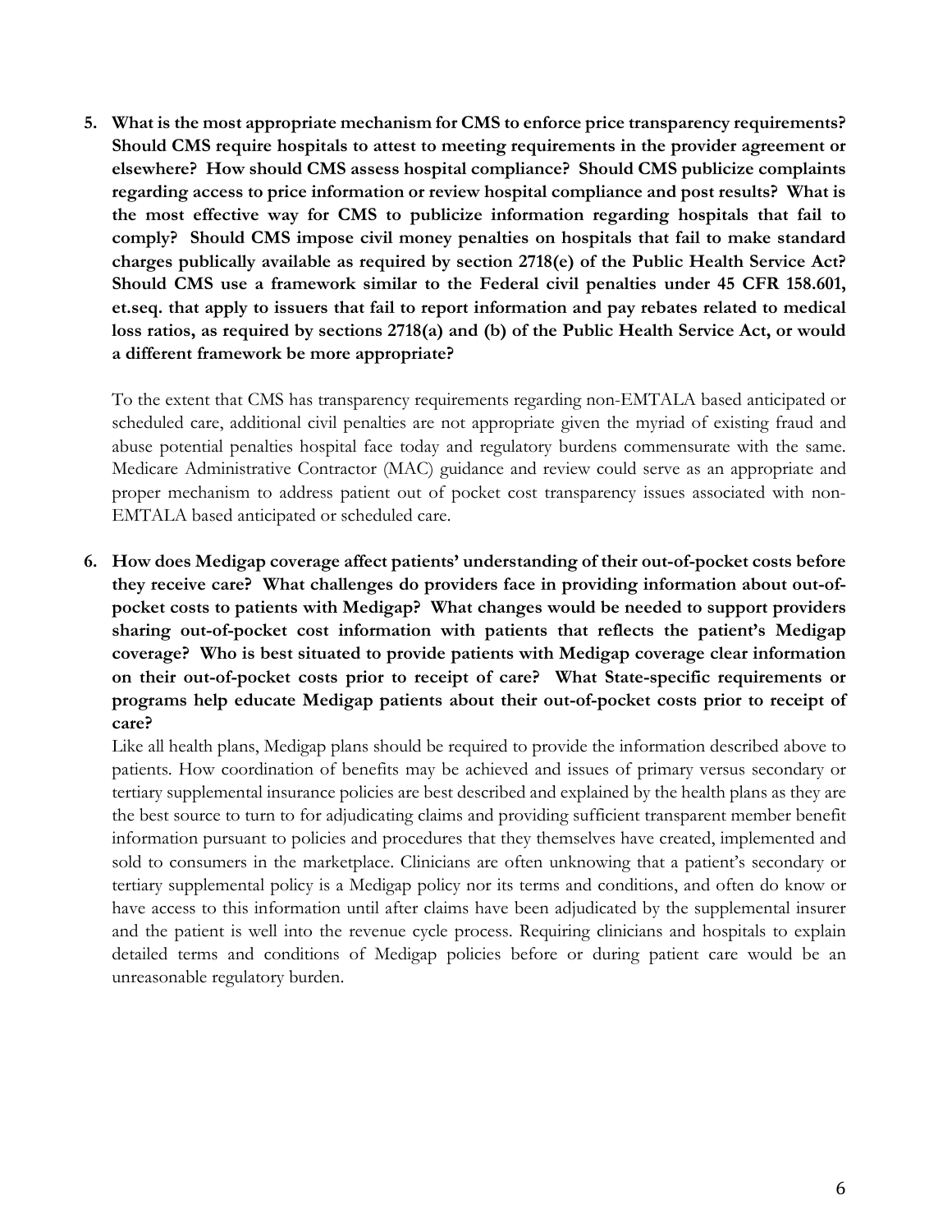5. **What is the most appropriate mechanism for CMS to enforce price transparency requirements? Should CMS require hospitals to attest to meeting requirements in the provider agreement or elsewhere? How should CMS assess hospital compliance? Should CMS publicize complaints regarding access to price information or review hospital compliance and post results? What is the most effective way for CMS to publicize information regarding hospitals that fail to comply? Should CMS impose civil money penalties on hospitals that fail to make standard charges publically available as required by section 2718(e) of the Public Health Service Act? Should CMS use a framework similar to the Federal civil penalties under 45 CFR 158.601, et.seq. that apply to issuers that fail to report information and pay rebates related to medical loss ratios, as required by sections 2718(a) and (b) of the Public Health Service Act, or would a different framework be more appropriate?**

   To the extent that CMS has transparency requirements regarding non-EMTALA based anticipated or scheduled care, additional civil penalties are not appropriate given the myriad of existing fraud and abuse potential penalties hospital face today and regulatory burdens commensurate with the same. Medicare Administrative Contractor (MAC) guidance and review could serve as an appropriate and proper mechanism to address patient out of pocket cost transparency issues associated with non-EMTALA based anticipated or scheduled care.

6. **How does Medigap coverage affect patients' understanding of their out-of-pocket costs before they receive care? What challenges do providers face in providing information about out-of-pocket costs to patients with Medigap? What changes would be needed to support providers sharing out-of-pocket cost information with patients that reflects the patient's Medigap coverage? Who is best situated to provide patients with Medigap coverage clear information on their out-of-pocket costs prior to receipt of care? What State-specific requirements or programs help educate Medigap patients about their out-of-pocket costs prior to receipt of care?**

   Like all health plans, Medigap plans should be required to provide the information described above to patients. How coordination of benefits may be achieved and issues of primary versus secondary or tertiary supplemental insurance policies are best described and explained by the health plans as they are the best source to turn to for adjudicating claims and providing sufficient transparent member benefit information pursuant to policies and procedures that they themselves have created, implemented and sold to consumers in the marketplace. Clinicians are often unknowing that a patient's secondary or tertiary supplemental policy is a Medigap policy nor its terms and conditions, and often do know or have access to this information until after claims have been adjudicated by the supplemental insurer and the patient is well into the revenue cycle process. Requiring clinicians and hospitals to explain detailed terms and conditions of Medigap policies before or during patient care would be an unreasonable regulatory burden.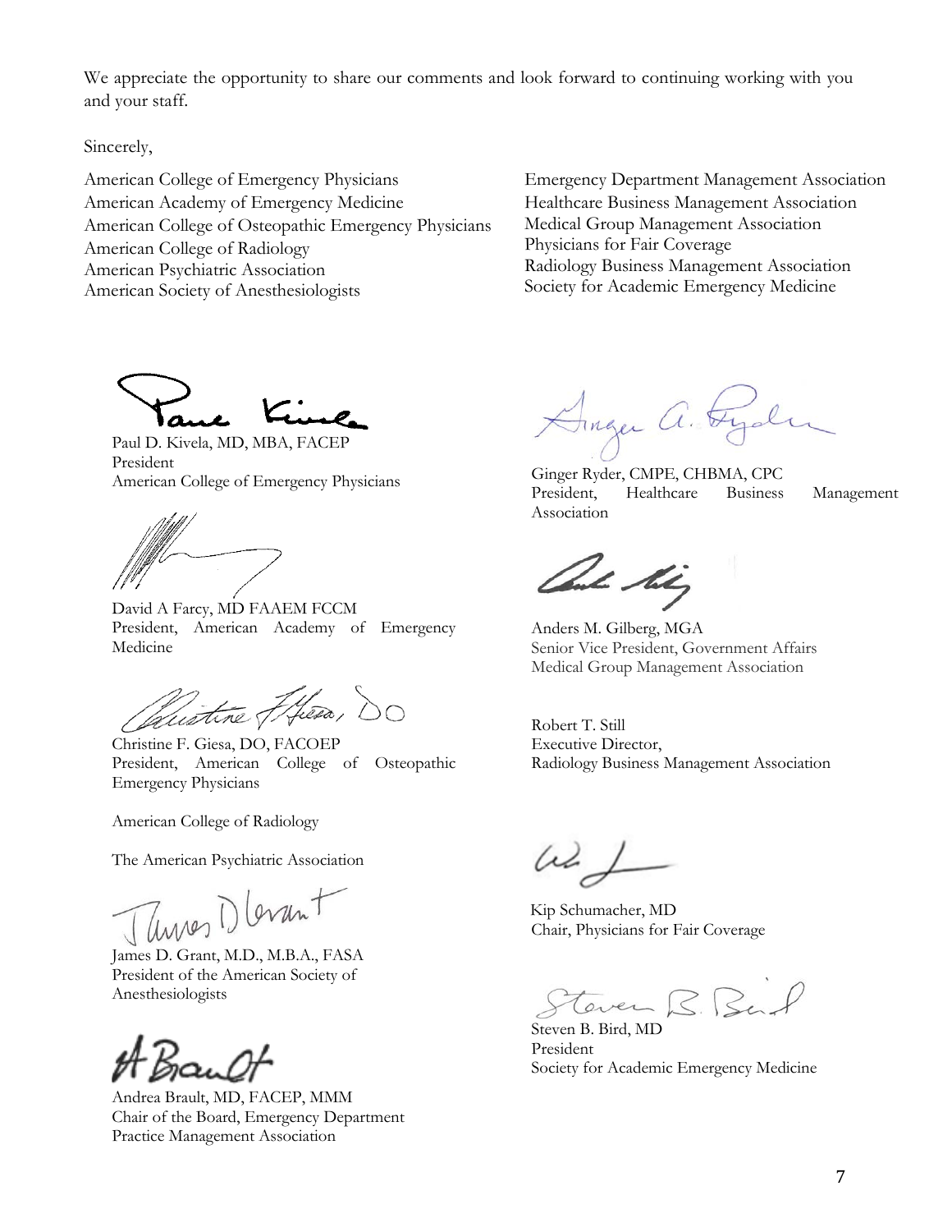We appreciate the opportunity to share our comments and look forward to continuing working with you and your staff.

Sincerely,

American College of Emergency Physicians
American Academy of Emergency Medicine
American College of Osteopathic Emergency Physicians
American College of Radiology
American Psychiatric Association
American Society of Anesthesiologists
Emergency Department Management Association
Healthcare Business Management Association
Medical Group Management Association
Physicians for Fair Coverage
Radiology Business Management Association
Society for Academic Emergency Medicine

Paul D. Kivela, MD, MBA, FACEP
President
American College of Emergency Physicians

David A Farcy, MD FAAEM FCCM
President, American Academy of Emergency Medicine

Christine F. Giesa, DO, FACOEP
President, American College of Osteopathic Emergency Physicians

American College of Radiology

The American Psychiatric Association

James D. Grant, M.D., M.B.A., FASA
President of the American Society of Anesthesiologists

Andrea Brault, MD, FACEP, MMM
Chair of the Board, Emergency Department Practice Management Association

Ginger Ryder, CMPE, CHBMA, CPC
President, Healthcare Business Management Association

Anders M. Gilberg, MGA
Senior Vice President, Government Affairs
Medical Group Management Association

Robert T. Still
Executive Director,
Radiology Business Management Association

Kip Schumacher, MD
Chair, Physicians for Fair Coverage

Steven B. Bird, MD
President
Society for Academic Emergency Medicine